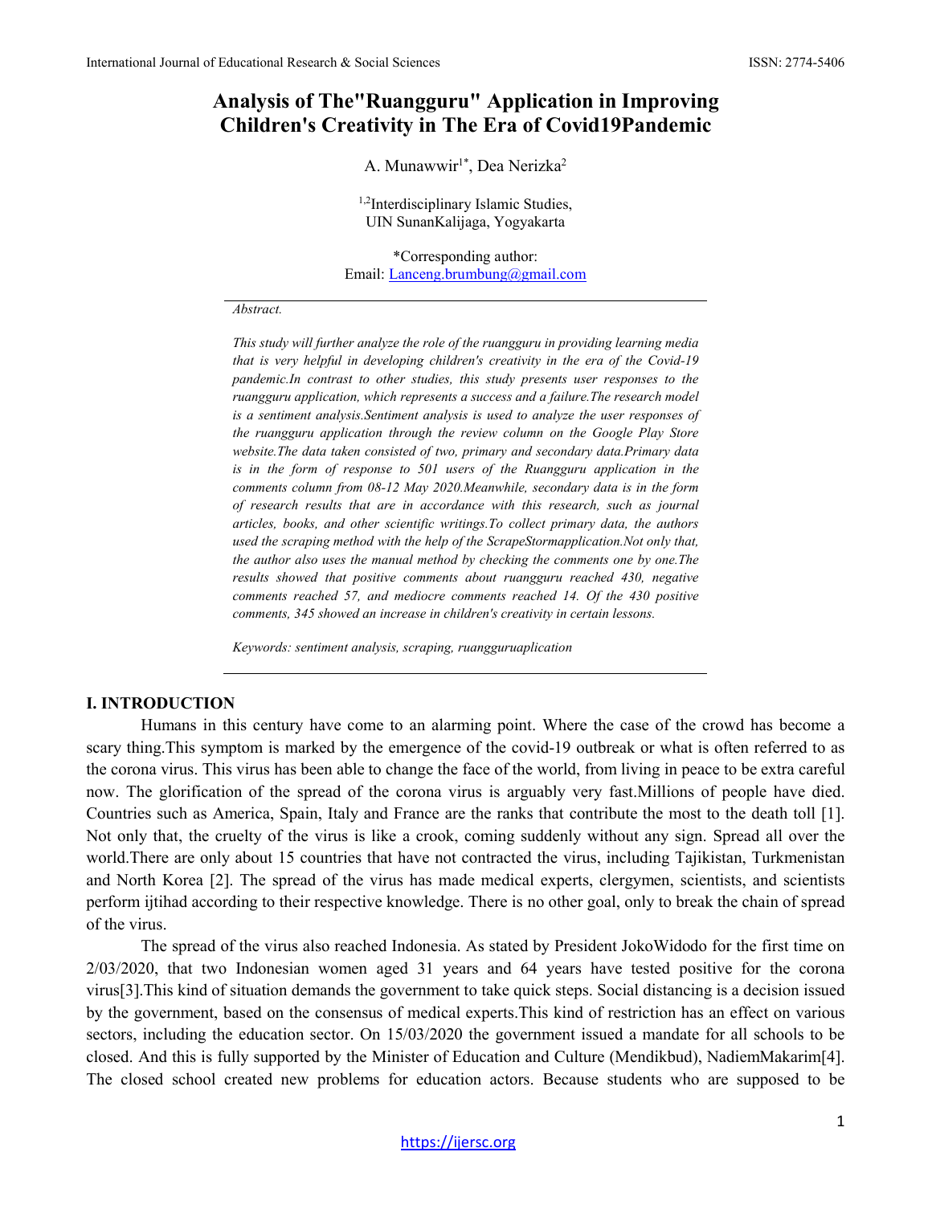# Analysis of The"Ruangguru" Application in Improving Children's Creativity in The Era of Covid19Pandemic

A. Munawwir[1*], Dea Nerizka[2]

[1,2]Interdisciplinary Islamic Studies,
UIN SunanKalijaga, Yogyakarta

*Corresponding author:
Email: Lanceng.brumbung@gmail.com

*Abstract.*

*This study will further analyze the role of the ruangguru in providing learning media that is very helpful in developing children's creativity in the era of the Covid-19 pandemic.In contrast to other studies, this study presents user responses to the ruangguru application, which represents a success and a failure.The research model is a sentiment analysis.Sentiment analysis is used to analyze the user responses of the ruangguru application through the review column on the Google Play Store website.The data taken consisted of two, primary and secondary data.Primary data is in the form of response to 501 users of the Ruangguru application in the comments column from 08-12 May 2020.Meanwhile, secondary data is in the form of research results that are in accordance with this research, such as journal articles, books, and other scientific writings.To collect primary data, the authors used the scraping method with the help of the ScrapeStormapplication.Not only that, the author also uses the manual method by checking the comments one by one.The results showed that positive comments about ruangguru reached 430, negative comments reached 57, and mediocre comments reached 14. Of the 430 positive comments, 345 showed an increase in children's creativity in certain lessons.*

*Keywords: sentiment analysis, scraping, ruangguruaplication*

## I. INTRODUCTION

Humans in this century have come to an alarming point. Where the case of the crowd has become a scary thing.This symptom is marked by the emergence of the covid-19 outbreak or what is often referred to as the corona virus. This virus has been able to change the face of the world, from living in peace to be extra careful now. The glorification of the spread of the corona virus is arguably very fast.Millions of people have died. Countries such as America, Spain, Italy and France are the ranks that contribute the most to the death toll [1]. Not only that, the cruelty of the virus is like a crook, coming suddenly without any sign. Spread all over the world.There are only about 15 countries that have not contracted the virus, including Tajikistan, Turkmenistan and North Korea [2]. The spread of the virus has made medical experts, clergymen, scientists, and scientists perform ijtihad according to their respective knowledge. There is no other goal, only to break the chain of spread of the virus.

The spread of the virus also reached Indonesia. As stated by President JokoWidodo for the first time on 2/03/2020, that two Indonesian women aged 31 years and 64 years have tested positive for the corona virus[3].This kind of situation demands the government to take quick steps. Social distancing is a decision issued by the government, based on the consensus of medical experts.This kind of restriction has an effect on various sectors, including the education sector. On 15/03/2020 the government issued a mandate for all schools to be closed. And this is fully supported by the Minister of Education and Culture (Mendikbud), NadiemMakarim[4]. The closed school created new problems for education actors. Because students who are supposed to be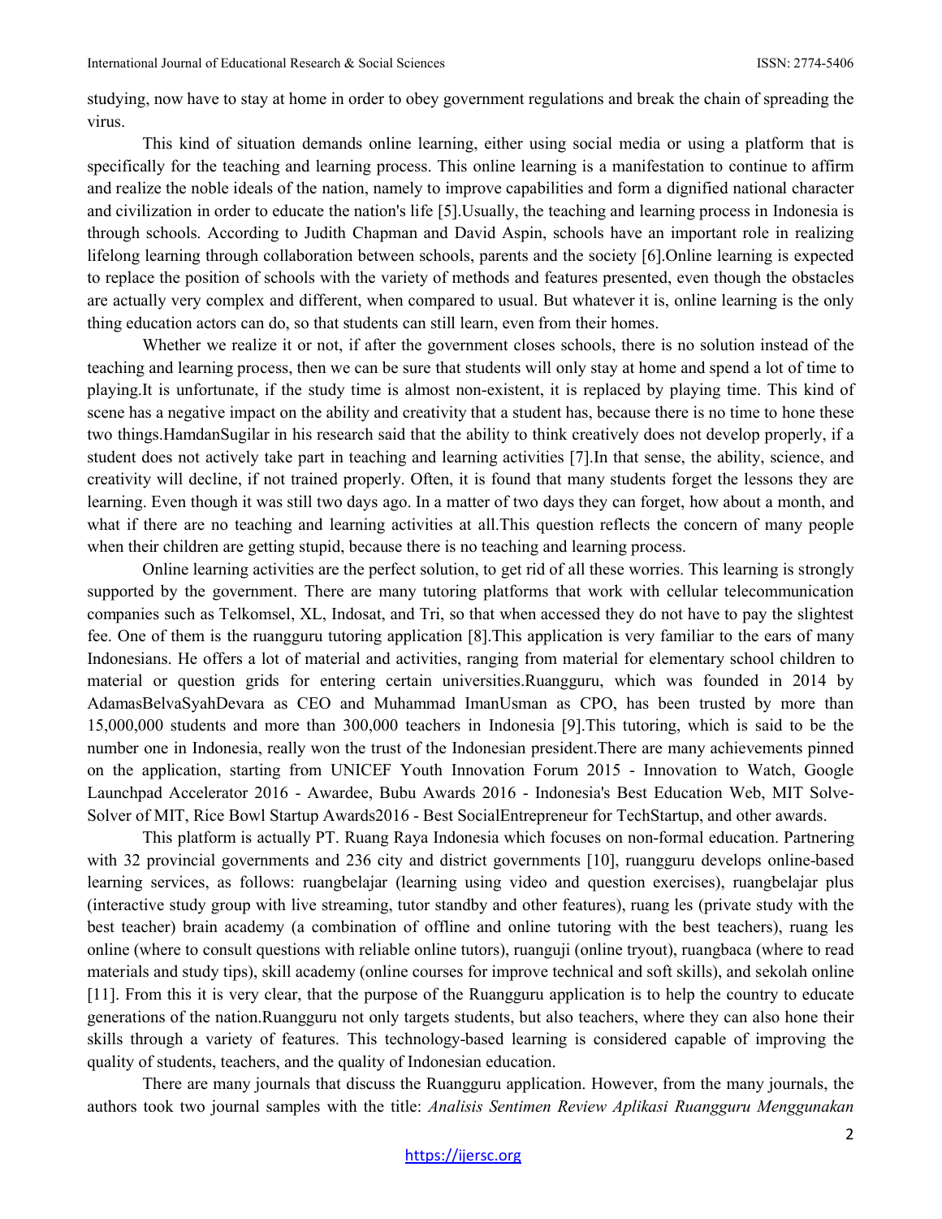studying, now have to stay at home in order to obey government regulations and break the chain of spreading the virus.

This kind of situation demands online learning, either using social media or using a platform that is specifically for the teaching and learning process. This online learning is a manifestation to continue to affirm and realize the noble ideals of the nation, namely to improve capabilities and form a dignified national character and civilization in order to educate the nation's life [5].Usually, the teaching and learning process in Indonesia is through schools. According to Judith Chapman and David Aspin, schools have an important role in realizing lifelong learning through collaboration between schools, parents and the society [6].Online learning is expected to replace the position of schools with the variety of methods and features presented, even though the obstacles are actually very complex and different, when compared to usual. But whatever it is, online learning is the only thing education actors can do, so that students can still learn, even from their homes.

Whether we realize it or not, if after the government closes schools, there is no solution instead of the teaching and learning process, then we can be sure that students will only stay at home and spend a lot of time to playing.It is unfortunate, if the study time is almost non-existent, it is replaced by playing time. This kind of scene has a negative impact on the ability and creativity that a student has, because there is no time to hone these two things.HamdanSugilar in his research said that the ability to think creatively does not develop properly, if a student does not actively take part in teaching and learning activities [7].In that sense, the ability, science, and creativity will decline, if not trained properly. Often, it is found that many students forget the lessons they are learning. Even though it was still two days ago. In a matter of two days they can forget, how about a month, and what if there are no teaching and learning activities at all.This question reflects the concern of many people when their children are getting stupid, because there is no teaching and learning process.

Online learning activities are the perfect solution, to get rid of all these worries. This learning is strongly supported by the government. There are many tutoring platforms that work with cellular telecommunication companies such as Telkomsel, XL, Indosat, and Tri, so that when accessed they do not have to pay the slightest fee. One of them is the ruangguru tutoring application [8].This application is very familiar to the ears of many Indonesians. He offers a lot of material and activities, ranging from material for elementary school children to material or question grids for entering certain universities.Ruangguru, which was founded in 2014 by AdamasBelvaSyahDevara as CEO and Muhammad ImanUsman as CPO, has been trusted by more than 15,000,000 students and more than 300,000 teachers in Indonesia [9].This tutoring, which is said to be the number one in Indonesia, really won the trust of the Indonesian president.There are many achievements pinned on the application, starting from UNICEF Youth Innovation Forum 2015 - Innovation to Watch, Google Launchpad Accelerator 2016 - Awardee, Bubu Awards 2016 - Indonesia's Best Education Web, MIT Solve-Solver of MIT, Rice Bowl Startup Awards2016 - Best SocialEntrepreneur for TechStartup, and other awards.

This platform is actually PT. Ruang Raya Indonesia which focuses on non-formal education. Partnering with 32 provincial governments and 236 city and district governments [10], ruangguru develops online-based learning services, as follows: ruangbelajar (learning using video and question exercises), ruangbelajar plus (interactive study group with live streaming, tutor standby and other features), ruang les (private study with the best teacher) brain academy (a combination of offline and online tutoring with the best teachers), ruang les online (where to consult questions with reliable online tutors), ruanguji (online tryout), ruangbaca (where to read materials and study tips), skill academy (online courses for improve technical and soft skills), and sekolah online [11]. From this it is very clear, that the purpose of the Ruangguru application is to help the country to educate generations of the nation.Ruangguru not only targets students, but also teachers, where they can also hone their skills through a variety of features. This technology-based learning is considered capable of improving the quality of students, teachers, and the quality of Indonesian education.

There are many journals that discuss the Ruangguru application. However, from the many journals, the authors took two journal samples with the title: *Analisis Sentimen Review Aplikasi Ruangguru Menggunakan*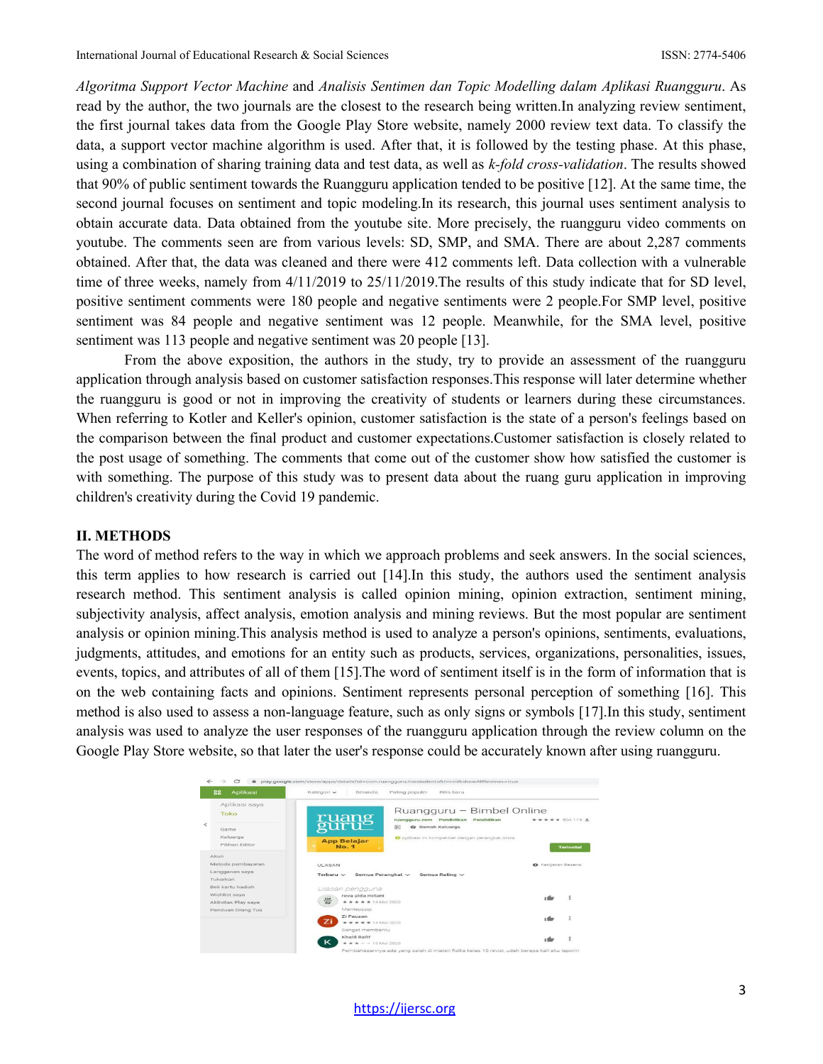*Algoritma Support Vector Machine* and *Analisis Sentimen dan Topic Modelling dalam Aplikasi Ruangguru*. As read by the author, the two journals are the closest to the research being written.In analyzing review sentiment, the first journal takes data from the Google Play Store website, namely 2000 review text data. To classify the data, a support vector machine algorithm is used. After that, it is followed by the testing phase. At this phase, using a combination of sharing training data and test data, as well as *k-fold cross-validation*. The results showed that 90% of public sentiment towards the Ruangguru application tended to be positive [12]. At the same time, the second journal focuses on sentiment and topic modeling.In its research, this journal uses sentiment analysis to obtain accurate data. Data obtained from the youtube site. More precisely, the ruangguru video comments on youtube. The comments seen are from various levels: SD, SMP, and SMA. There are about 2,287 comments obtained. After that, the data was cleaned and there were 412 comments left. Data collection with a vulnerable time of three weeks, namely from 4/11/2019 to 25/11/2019.The results of this study indicate that for SD level, positive sentiment comments were 180 people and negative sentiments were 2 people.For SMP level, positive sentiment was 84 people and negative sentiment was 12 people. Meanwhile, for the SMA level, positive sentiment was 113 people and negative sentiment was 20 people [13].

From the above exposition, the authors in the study, try to provide an assessment of the ruangguru application through analysis based on customer satisfaction responses.This response will later determine whether the ruangguru is good or not in improving the creativity of students or learners during these circumstances. When referring to Kotler and Keller's opinion, customer satisfaction is the state of a person's feelings based on the comparison between the final product and customer expectations.Customer satisfaction is closely related to the post usage of something. The comments that come out of the customer show how satisfied the customer is with something. The purpose of this study was to present data about the ruang guru application in improving children's creativity during the Covid 19 pandemic.

## II. METHODS

The word of method refers to the way in which we approach problems and seek answers. In the social sciences, this term applies to how research is carried out [14].In this study, the authors used the sentiment analysis research method. This sentiment analysis is called opinion mining, opinion extraction, sentiment mining, subjectivity analysis, affect analysis, emotion analysis and mining reviews. But the most popular are sentiment analysis or opinion mining.This analysis method is used to analyze a person's opinions, sentiments, evaluations, judgments, attitudes, and emotions for an entity such as products, services, organizations, personalities, issues, events, topics, and attributes of all of them [15].The word of sentiment itself is in the form of information that is on the web containing facts and opinions. Sentiment represents personal perception of something [16]. This method is also used to assess a non-language feature, such as only signs or symbols [17].In this study, sentiment analysis was used to analyze the user responses of the ruangguru application through the review column on the Google Play Store website, so that later the user's response could be accurately known after using ruangguru.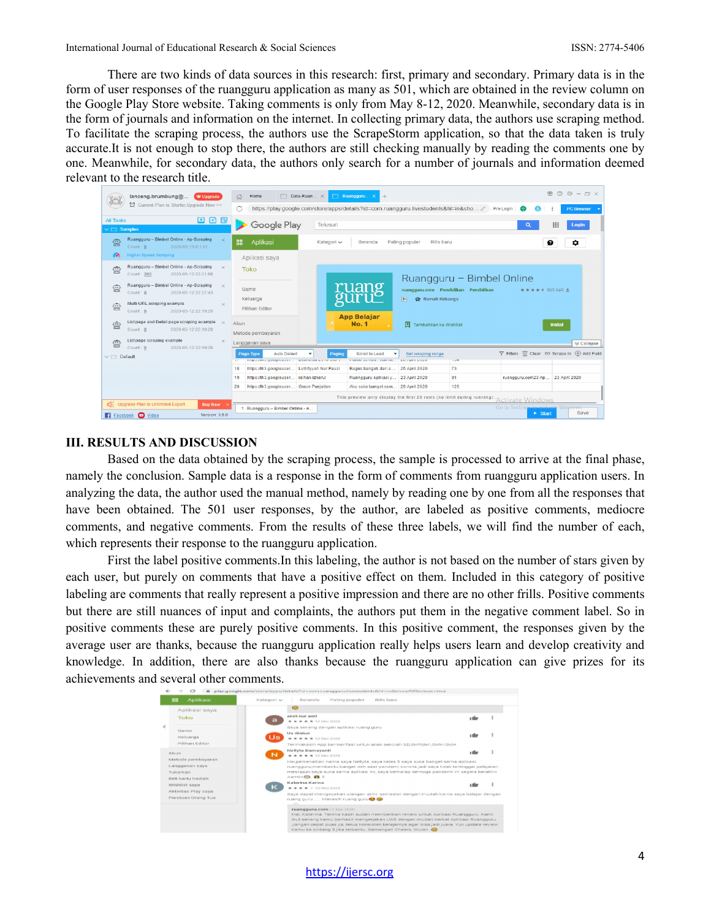There are two kinds of data sources in this research: first, primary and secondary. Primary data is in the form of user responses of the ruangguru application as many as 501, which are obtained in the review column on the Google Play Store website. Taking comments is only from May 8-12, 2020. Meanwhile, secondary data is in the form of journals and information on the internet. In collecting primary data, the authors use scraping method. To facilitate the scraping process, the authors use the ScrapeStorm application, so that the data taken is truly accurate.It is not enough to stop there, the authors are still checking manually by reading the comments one by one. Meanwhile, for secondary data, the authors only search for a number of journals and information deemed relevant to the research title.

## III. RESULTS AND DISCUSSION

Based on the data obtained by the scraping process, the sample is processed to arrive at the final phase, namely the conclusion. Sample data is a response in the form of comments from ruangguru application users. In analyzing the data, the author used the manual method, namely by reading one by one from all the responses that have been obtained. The 501 user responses, by the author, are labeled as positive comments, mediocre comments, and negative comments. From the results of these three labels, we will find the number of each, which represents their response to the ruangguru application.

First the label positive comments.In this labeling, the author is not based on the number of stars given by each user, but purely on comments that have a positive effect on them. Included in this category of positive labeling are comments that really represent a positive impression and there are no other frills. Positive comments but there are still nuances of input and complaints, the authors put them in the negative comment label. So in positive comments these are purely positive comments. In this positive comment, the responses given by the average user are thanks, because the ruangguru application really helps users learn and develop creativity and knowledge. In addition, there are also thanks because the ruangguru application can give prizes for its achievements and several other comments.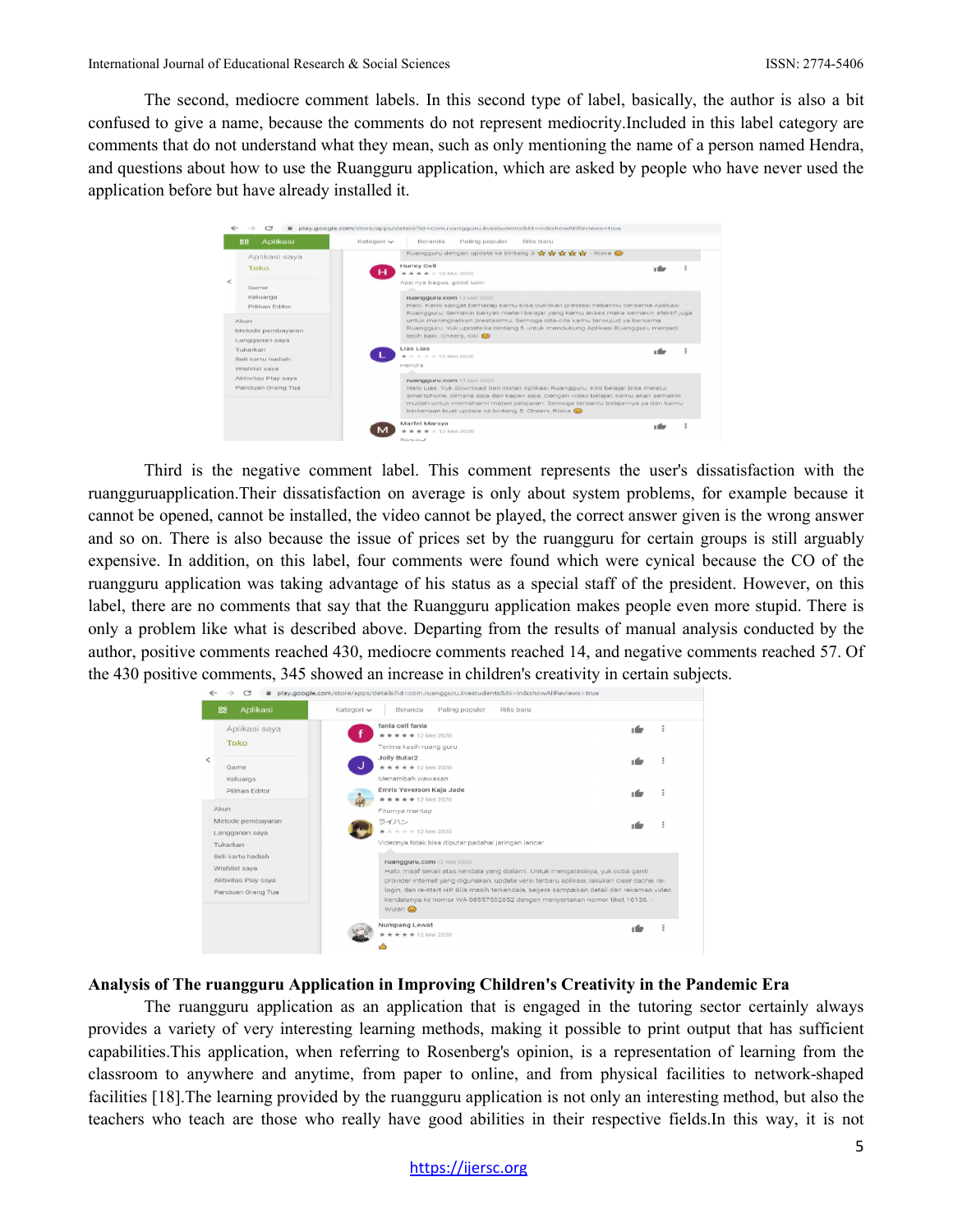The second, mediocre comment labels. In this second type of label, basically, the author is also a bit confused to give a name, because the comments do not represent mediocrity.Included in this label category are comments that do not understand what they mean, such as only mentioning the name of a person named Hendra, and questions about how to use the Ruangguru application, which are asked by people who have never used the application before but have already installed it.

Third is the negative comment label. This comment represents the user's dissatisfaction with the ruangguruapplication.Their dissatisfaction on average is only about system problems, for example because it cannot be opened, cannot be installed, the video cannot be played, the correct answer given is the wrong answer and so on. There is also because the issue of prices set by the ruangguru for certain groups is still arguably expensive. In addition, on this label, four comments were found which were cynical because the CO of the ruangguru application was taking advantage of his status as a special staff of the president. However, on this label, there are no comments that say that the Ruangguru application makes people even more stupid. There is only a problem like what is described above. Departing from the results of manual analysis conducted by the author, positive comments reached 430, mediocre comments reached 14, and negative comments reached 57. Of the 430 positive comments, 345 showed an increase in children's creativity in certain subjects.

**Analysis of The ruangguru Application in Improving Children's Creativity in the Pandemic Era**

The ruangguru application as an application that is engaged in the tutoring sector certainly always provides a variety of very interesting learning methods, making it possible to print output that has sufficient capabilities.This application, when referring to Rosenberg's opinion, is a representation of learning from the classroom to anywhere and anytime, from paper to online, and from physical facilities to network-shaped facilities [18].The learning provided by the ruangguru application is not only an interesting method, but also the teachers who teach are those who really have good abilities in their respective fields.In this way, it is not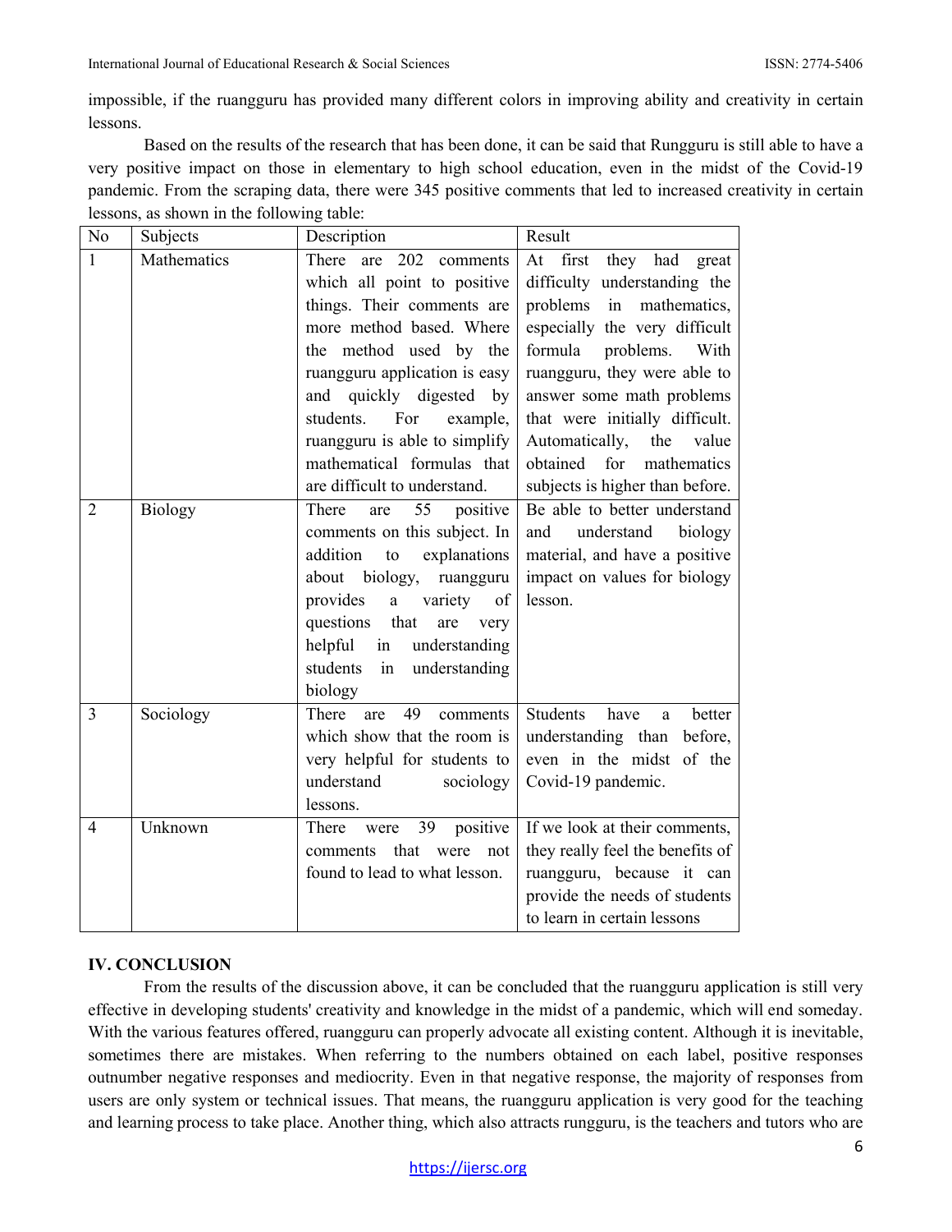impossible, if the ruangguru has provided many different colors in improving ability and creativity in certain lessons.

Based on the results of the research that has been done, it can be said that Rungguru is still able to have a very positive impact on those in elementary to high school education, even in the midst of the Covid-19 pandemic. From the scraping data, there were 345 positive comments that led to increased creativity in certain lessons, as shown in the following table:

| No | Subjects | Description | Result |
|---|---|---|---|
| 1 | Mathematics | There are 202 comments which all point to positive things. Their comments are more method based. Where the method used by the ruangguru application is easy and quickly digested by students. For example, ruangguru is able to simplify mathematical formulas that are difficult to understand. | At first they had great difficulty understanding the problems in mathematics, especially the very difficult formula problems. With ruangguru, they were able to answer some math problems that were initially difficult. Automatically, the value obtained for mathematics subjects is higher than before. |
| 2 | Biology | There are 55 positive comments on this subject. In addition to explanations about biology, ruangguru provides a variety of questions that are very helpful in understanding students in understanding biology | Be able to better understand and understand biology material, and have a positive impact on values for biology lesson. |
| 3 | Sociology | There are 49 comments which show that the room is very helpful for students to understand sociology lessons. | Students have a better understanding than before, even in the midst of the Covid-19 pandemic. |
| 4 | Unknown | There were 39 positive comments that were not found to lead to what lesson. | If we look at their comments, they really feel the benefits of ruangguru, because it can provide the needs of students to learn in certain lessons |

## IV. CONCLUSION

From the results of the discussion above, it can be concluded that the ruangguru application is still very effective in developing students' creativity and knowledge in the midst of a pandemic, which will end someday. With the various features offered, ruangguru can properly advocate all existing content. Although it is inevitable, sometimes there are mistakes. When referring to the numbers obtained on each label, positive responses outnumber negative responses and mediocrity. Even in that negative response, the majority of responses from users are only system or technical issues. That means, the ruangguru application is very good for the teaching and learning process to take place. Another thing, which also attracts rungguru, is the teachers and tutors who are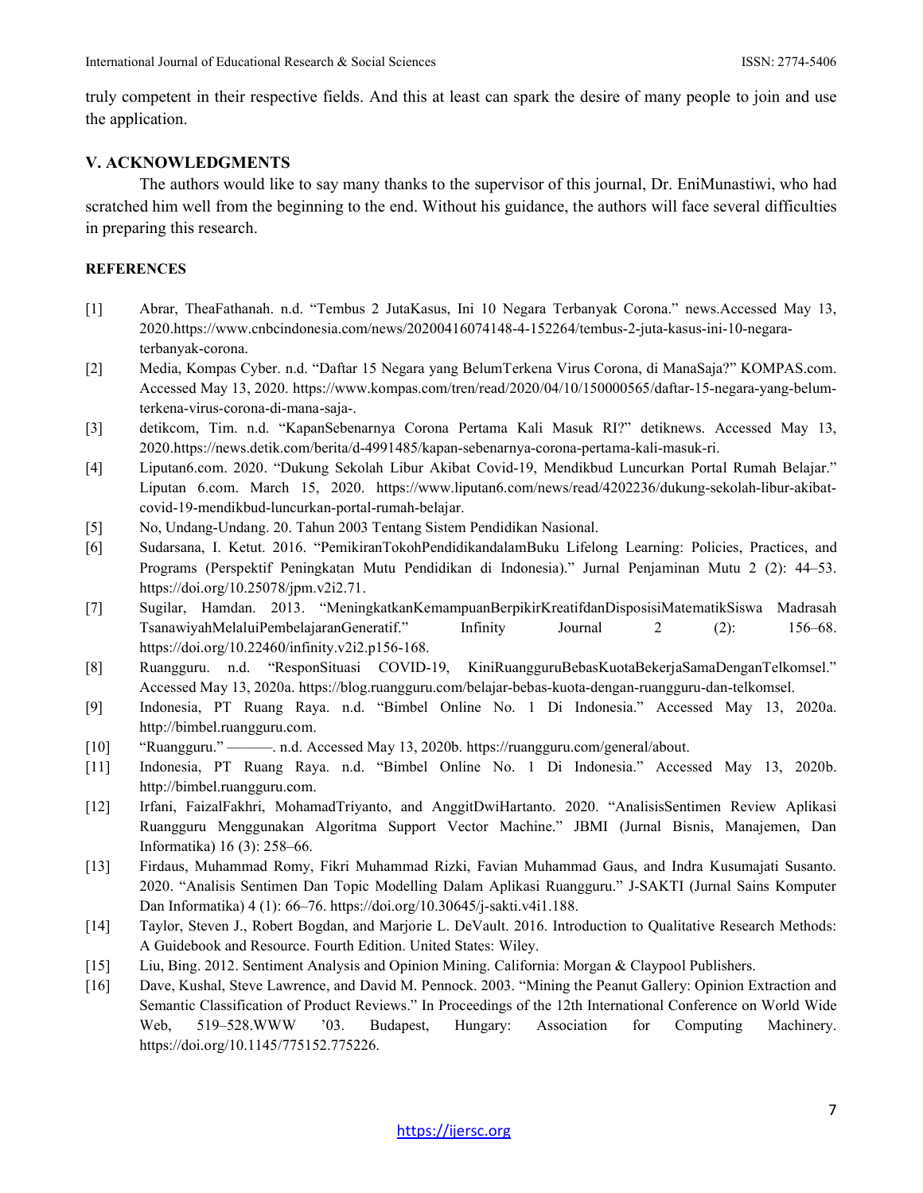truly competent in their respective fields. And this at least can spark the desire of many people to join and use the application.

## V. ACKNOWLEDGMENTS

The authors would like to say many thanks to the supervisor of this journal, Dr. EniMunastiwi, who had scratched him well from the beginning to the end. Without his guidance, the authors will face several difficulties in preparing this research.

## REFERENCES

[1] Abrar, TheaFathanah. n.d. "Tembus 2 JutaKasus, Ini 10 Negara Terbanyak Corona." news.Accessed May 13, 2020.https://www.cnbcindonesia.com/news/20200416074148-4-152264/tembus-2-juta-kasus-ini-10-negara-terbanyak-corona.

[2] Media, Kompas Cyber. n.d. "Daftar 15 Negara yang BelumTerkena Virus Corona, di ManaSaja?" KOMPAS.com. Accessed May 13, 2020. https://www.kompas.com/tren/read/2020/04/10/150000565/daftar-15-negara-yang-belum-terkena-virus-corona-di-mana-saja-.

[3] detikcom, Tim. n.d. "KapanSebenarnya Corona Pertama Kali Masuk RI?" detiknews. Accessed May 13, 2020.https://news.detik.com/berita/d-4991485/kapan-sebenarnya-corona-pertama-kali-masuk-ri.

[4] Liputan6.com. 2020. "Dukung Sekolah Libur Akibat Covid-19, Mendikbud Luncurkan Portal Rumah Belajar." Liputan 6.com. March 15, 2020. https://www.liputan6.com/news/read/4202236/dukung-sekolah-libur-akibat-covid-19-mendikbud-luncurkan-portal-rumah-belajar.

[5] No, Undang-Undang. 20. Tahun 2003 Tentang Sistem Pendidikan Nasional.

[6] Sudarsana, I. Ketut. 2016. "PemikiranTokohPendidikandalamBuku Lifelong Learning: Policies, Practices, and Programs (Perspektif Peningkatan Mutu Pendidikan di Indonesia)." Jurnal Penjaminan Mutu 2 (2): 44–53. https://doi.org/10.25078/jpm.v2i2.71.

[7] Sugilar, Hamdan. 2013. "MeningkatkanKemampuanBerpikirKreatifdanDisposisiMatematikSiswa Madrasah TsanawiyahMelaluiPembelajaranGeneratif." Infinity Journal 2 (2): 156–68. https://doi.org/10.22460/infinity.v2i2.p156-168.

[8] Ruangguru. n.d. "ResponSituasi COVID-19, KiniRuangguruBebasKuotaBekerjaSamaDenganTelkomsel." Accessed May 13, 2020a. https://blog.ruangguru.com/belajar-bebas-kuota-dengan-ruangguru-dan-telkomsel.

[9] Indonesia, PT Ruang Raya. n.d. "Bimbel Online No. 1 Di Indonesia." Accessed May 13, 2020a. http://bimbel.ruangguru.com.

[10] "Ruangguru." ———. n.d. Accessed May 13, 2020b. https://ruangguru.com/general/about.

[11] Indonesia, PT Ruang Raya. n.d. "Bimbel Online No. 1 Di Indonesia." Accessed May 13, 2020b. http://bimbel.ruangguru.com.

[12] Irfani, FaizalFakhri, MohamadTriyanto, and AnggitDwiHartanto. 2020. "AnalisisSentimen Review Aplikasi Ruangguru Menggunakan Algoritma Support Vector Machine." JBMI (Jurnal Bisnis, Manajemen, Dan Informatika) 16 (3): 258–66.

[13] Firdaus, Muhammad Romy, Fikri Muhammad Rizki, Favian Muhammad Gaus, and Indra Kusumajati Susanto. 2020. "Analisis Sentimen Dan Topic Modelling Dalam Aplikasi Ruangguru." J-SAKTI (Jurnal Sains Komputer Dan Informatika) 4 (1): 66–76. https://doi.org/10.30645/j-sakti.v4i1.188.

[14] Taylor, Steven J., Robert Bogdan, and Marjorie L. DeVault. 2016. Introduction to Qualitative Research Methods: A Guidebook and Resource. Fourth Edition. United States: Wiley.

[15] Liu, Bing. 2012. Sentiment Analysis and Opinion Mining. California: Morgan & Claypool Publishers.

[16] Dave, Kushal, Steve Lawrence, and David M. Pennock. 2003. "Mining the Peanut Gallery: Opinion Extraction and Semantic Classification of Product Reviews." In Proceedings of the 12th International Conference on World Wide Web, 519–528.WWW '03. Budapest, Hungary: Association for Computing Machinery. https://doi.org/10.1145/775152.775226.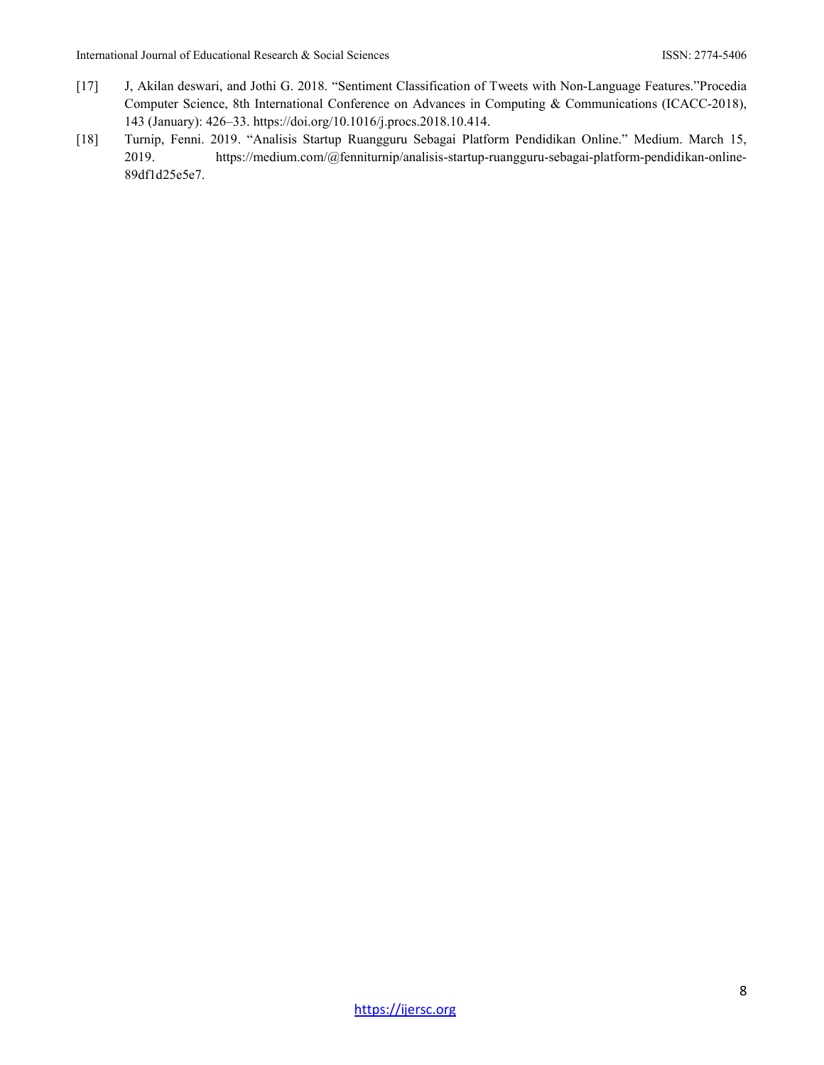[17] J, Akilan deswari, and Jothi G. 2018. "Sentiment Classification of Tweets with Non-Language Features."Procedia Computer Science, 8th International Conference on Advances in Computing & Communications (ICACC-2018), 143 (January): 426–33. https://doi.org/10.1016/j.procs.2018.10.414.

[18] Turnip, Fenni. 2019. "Analisis Startup Ruangguru Sebagai Platform Pendidikan Online." Medium. March 15, 2019. https://medium.com/@fenniturnip/analisis-startup-ruangguru-sebagai-platform-pendidikan-online-89df1d25e5e7.